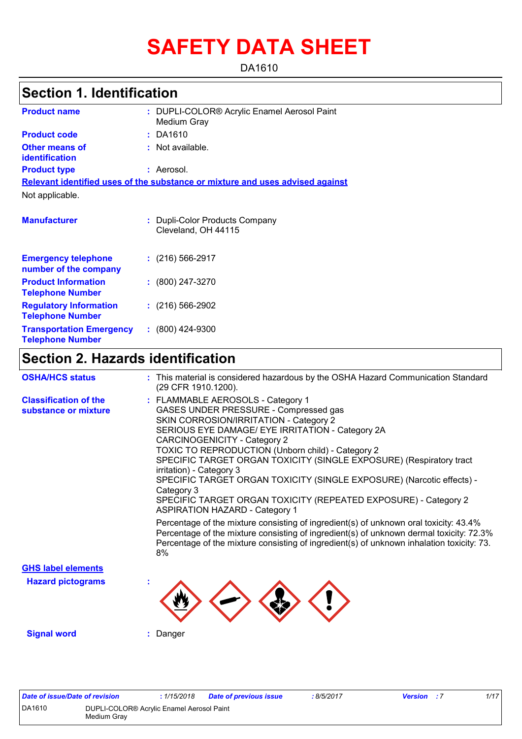# SAFETY DATA SHEET

DA1610

## Section 1. Identification

**Product name** : DUPLI-COLOR® Acrylic Enamel Aerosol Paint Medium Gray

**Product code** : DA1610

**Other means of identification** : Not available.

**Product type** : Aerosol.

**Relevant identified uses of the substance or mixture and uses advised against**

Not applicable.

**Manufacturer** : Dupli-Color Products Company
Cleveland, OH 44115

**Emergency telephone number of the company** : (216) 566-2917

**Product Information Telephone Number** : (800) 247-3270

**Regulatory Information Telephone Number** : (216) 566-2902

**Transportation Emergency Telephone Number** : (800) 424-9300

## Section 2. Hazards identification

**OSHA/HCS status** : This material is considered hazardous by the OSHA Hazard Communication Standard (29 CFR 1910.1200).

**Classification of the substance or mixture** : FLAMMABLE AEROSOLS - Category 1
GASES UNDER PRESSURE - Compressed gas
SKIN CORROSION/IRRITATION - Category 2
SERIOUS EYE DAMAGE/ EYE IRRITATION - Category 2A
CARCINOGENICITY - Category 2
TOXIC TO REPRODUCTION (Unborn child) - Category 2
SPECIFIC TARGET ORGAN TOXICITY (SINGLE EXPOSURE) (Respiratory tract irritation) - Category 3
SPECIFIC TARGET ORGAN TOXICITY (SINGLE EXPOSURE) (Narcotic effects) - Category 3
SPECIFIC TARGET ORGAN TOXICITY (REPEATED EXPOSURE) - Category 2
ASPIRATION HAZARD - Category 1

Percentage of the mixture consisting of ingredient(s) of unknown oral toxicity: 43.4%
Percentage of the mixture consisting of ingredient(s) of unknown dermal toxicity: 72.3%
Percentage of the mixture consisting of ingredient(s) of unknown inhalation toxicity: 73.8%

**GHS label elements**

**Hazard pictograms** :

**Signal word** : Danger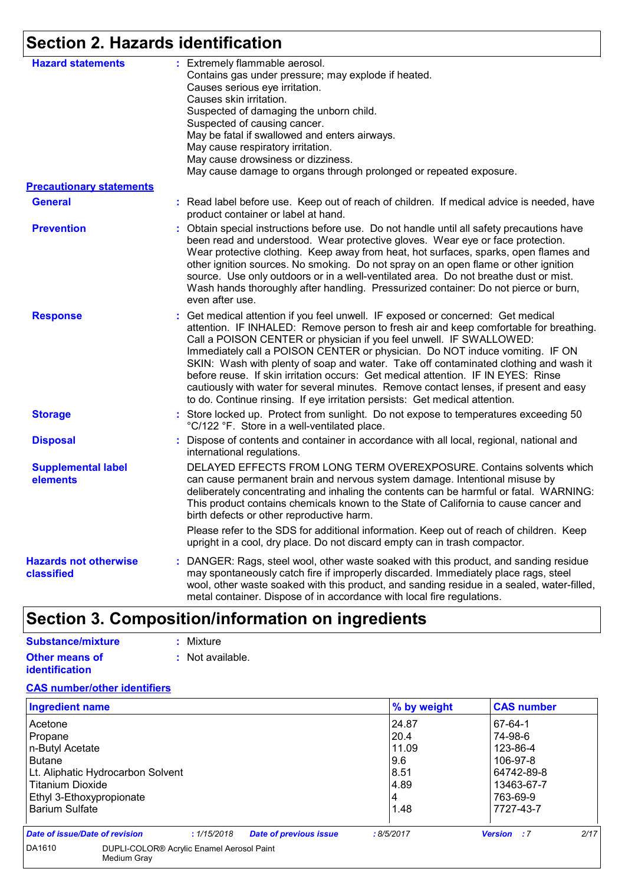# Section 2. Hazards identification

**Hazard statements** : Extremely flammable aerosol.
Contains gas under pressure; may explode if heated.
Causes serious eye irritation.
Causes skin irritation.
Suspected of damaging the unborn child.
Suspected of causing cancer.
May be fatal if swallowed and enters airways.
May cause respiratory irritation.
May cause drowsiness or dizziness.
May cause damage to organs through prolonged or repeated exposure.

**Precautionary statements**

**General** : Read label before use. Keep out of reach of children. If medical advice is needed, have product container or label at hand.

**Prevention** : Obtain special instructions before use. Do not handle until all safety precautions have been read and understood. Wear protective gloves. Wear eye or face protection. Wear protective clothing. Keep away from heat, hot surfaces, sparks, open flames and other ignition sources. No smoking. Do not spray on an open flame or other ignition source. Use only outdoors or in a well-ventilated area. Do not breathe dust or mist. Wash hands thoroughly after handling. Pressurized container: Do not pierce or burn, even after use.

**Response** : Get medical attention if you feel unwell. IF exposed or concerned: Get medical attention. IF INHALED: Remove person to fresh air and keep comfortable for breathing. Call a POISON CENTER or physician if you feel unwell. IF SWALLOWED: Immediately call a POISON CENTER or physician. Do NOT induce vomiting. IF ON SKIN: Wash with plenty of soap and water. Take off contaminated clothing and wash it before reuse. If skin irritation occurs: Get medical attention. IF IN EYES: Rinse cautiously with water for several minutes. Remove contact lenses, if present and easy to do. Continue rinsing. If eye irritation persists: Get medical attention.

**Storage** : Store locked up. Protect from sunlight. Do not expose to temperatures exceeding 50 °C/122 °F. Store in a well-ventilated place.

**Disposal** : Dispose of contents and container in accordance with all local, regional, national and international regulations.

**Supplemental label elements** DELAYED EFFECTS FROM LONG TERM OVEREXPOSURE. Contains solvents which can cause permanent brain and nervous system damage. Intentional misuse by deliberately concentrating and inhaling the contents can be harmful or fatal. WARNING: This product contains chemicals known to the State of California to cause cancer and birth defects or other reproductive harm.

Please refer to the SDS for additional information. Keep out of reach of children. Keep upright in a cool, dry place. Do not discard empty can in trash compactor.

**Hazards not otherwise classified** : DANGER: Rags, steel wool, other waste soaked with this product, and sanding residue may spontaneously catch fire if improperly discarded. Immediately place rags, steel wool, other waste soaked with this product, and sanding residue in a sealed, water-filled, metal container. Dispose of in accordance with local fire regulations.

# Section 3. Composition/information on ingredients

**Substance/mixture** : Mixture

**Other means of identification** : Not available.

**CAS number/other identifiers**

| Ingredient name | % by weight | CAS number |
|---|---|---|
| Acetone | 24.87 | 67-64-1 |
| Propane | 20.4 | 74-98-6 |
| n-Butyl Acetate | 11.09 | 123-86-4 |
| Butane | 9.6 | 106-97-8 |
| Lt. Aliphatic Hydrocarbon Solvent | 8.51 | 64742-89-8 |
| Titanium Dioxide | 4.89 | 13463-67-7 |
| Ethyl 3-Ethoxypropionate | 4 | 763-69-9 |
| Barium Sulfate | 1.48 | 7727-43-7 |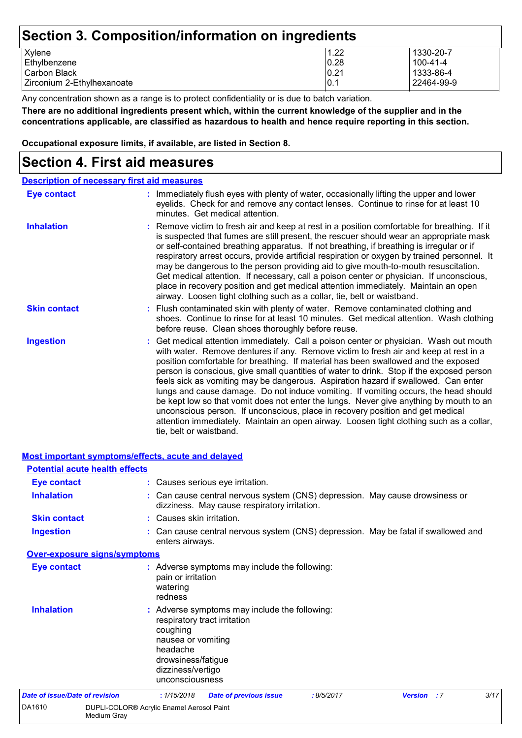# Section 3. Composition/information on ingredients

| | | |
|---|---|---|
| Xylene | 1.22 | 1330-20-7 |
| Ethylbenzene | 0.28 | 100-41-4 |
| Carbon Black | 0.21 | 1333-86-4 |
| Zirconium 2-Ethylhexanoate | 0.1 | 22464-99-9 |

Any concentration shown as a range is to protect confidentiality or is due to batch variation.

**There are no additional ingredients present which, within the current knowledge of the supplier and in the concentrations applicable, are classified as hazardous to health and hence require reporting in this section.**

**Occupational exposure limits, if available, are listed in Section 8.**

# Section 4. First aid measures

## Description of necessary first aid measures

**Eye contact** : Immediately flush eyes with plenty of water, occasionally lifting the upper and lower eyelids. Check for and remove any contact lenses. Continue to rinse for at least 10 minutes. Get medical attention.

**Inhalation** : Remove victim to fresh air and keep at rest in a position comfortable for breathing. If it is suspected that fumes are still present, the rescuer should wear an appropriate mask or self-contained breathing apparatus. If not breathing, if breathing is irregular or if respiratory arrest occurs, provide artificial respiration or oxygen by trained personnel. It may be dangerous to the person providing aid to give mouth-to-mouth resuscitation. Get medical attention. If necessary, call a poison center or physician. If unconscious, place in recovery position and get medical attention immediately. Maintain an open airway. Loosen tight clothing such as a collar, tie, belt or waistband.

**Skin contact** : Flush contaminated skin with plenty of water. Remove contaminated clothing and shoes. Continue to rinse for at least 10 minutes. Get medical attention. Wash clothing before reuse. Clean shoes thoroughly before reuse.

**Ingestion** : Get medical attention immediately. Call a poison center or physician. Wash out mouth with water. Remove dentures if any. Remove victim to fresh air and keep at rest in a position comfortable for breathing. If material has been swallowed and the exposed person is conscious, give small quantities of water to drink. Stop if the exposed person feels sick as vomiting may be dangerous. Aspiration hazard if swallowed. Can enter lungs and cause damage. Do not induce vomiting. If vomiting occurs, the head should be kept low so that vomit does not enter the lungs. Never give anything by mouth to an unconscious person. If unconscious, place in recovery position and get medical attention immediately. Maintain an open airway. Loosen tight clothing such as a collar, tie, belt or waistband.

## Most important symptoms/effects, acute and delayed

### Potential acute health effects

**Eye contact** : Causes serious eye irritation.

**Inhalation** : Can cause central nervous system (CNS) depression. May cause drowsiness or dizziness. May cause respiratory irritation.

**Skin contact** : Causes skin irritation.

**Ingestion** : Can cause central nervous system (CNS) depression. May be fatal if swallowed and enters airways.

### Over-exposure signs/symptoms

**Eye contact** : Adverse symptoms may include the following:
pain or irritation
watering
redness

**Inhalation** : Adverse symptoms may include the following:
respiratory tract irritation
coughing
nausea or vomiting
headache
drowsiness/fatigue
dizziness/vertigo
unconsciousness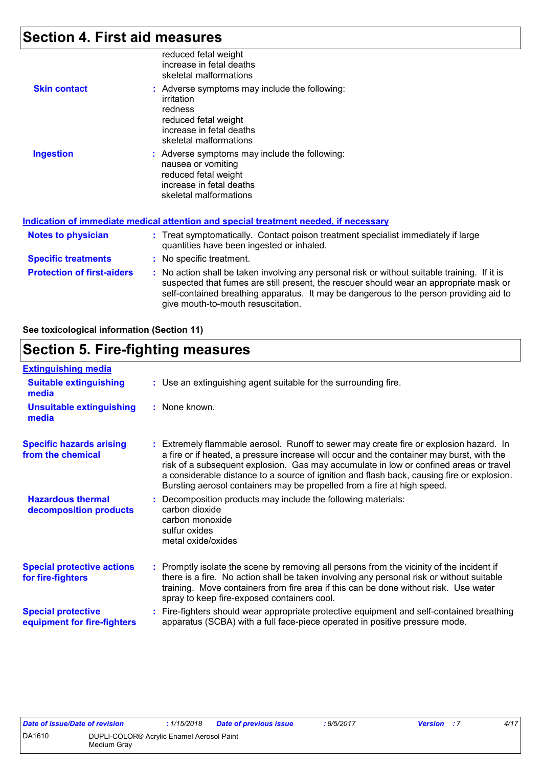## Section 4. First aid measures

reduced fetal weight
increase in fetal deaths
skeletal malformations

**Skin contact** : Adverse symptoms may include the following:
irritation
redness
reduced fetal weight
increase in fetal deaths
skeletal malformations

**Ingestion** : Adverse symptoms may include the following:
nausea or vomiting
reduced fetal weight
increase in fetal deaths
skeletal malformations

### Indication of immediate medical attention and special treatment needed, if necessary

**Notes to physician** : Treat symptomatically. Contact poison treatment specialist immediately if large quantities have been ingested or inhaled.

**Specific treatments** : No specific treatment.

**Protection of first-aiders** : No action shall be taken involving any personal risk or without suitable training. If it is suspected that fumes are still present, the rescuer should wear an appropriate mask or self-contained breathing apparatus. It may be dangerous to the person providing aid to give mouth-to-mouth resuscitation.

**See toxicological information (Section 11)**

## Section 5. Fire-fighting measures

### Extinguishing media

**Suitable extinguishing media** : Use an extinguishing agent suitable for the surrounding fire.

**Unsuitable extinguishing media** : None known.

**Specific hazards arising from the chemical** : Extremely flammable aerosol. Runoff to sewer may create fire or explosion hazard. In a fire or if heated, a pressure increase will occur and the container may burst, with the risk of a subsequent explosion. Gas may accumulate in low or confined areas or travel a considerable distance to a source of ignition and flash back, causing fire or explosion. Bursting aerosol containers may be propelled from a fire at high speed.

**Hazardous thermal decomposition products** : Decomposition products may include the following materials:
carbon dioxide
carbon monoxide
sulfur oxides
metal oxide/oxides

**Special protective actions for fire-fighters** : Promptly isolate the scene by removing all persons from the vicinity of the incident if there is a fire. No action shall be taken involving any personal risk or without suitable training. Move containers from fire area if this can be done without risk. Use water spray to keep fire-exposed containers cool.

**Special protective equipment for fire-fighters** : Fire-fighters should wear appropriate protective equipment and self-contained breathing apparatus (SCBA) with a full face-piece operated in positive pressure mode.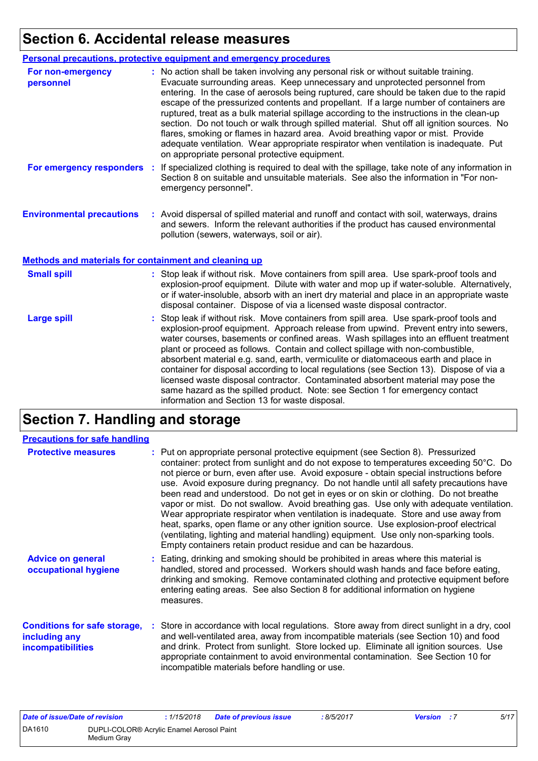# Section 6. Accidental release measures

## Personal precautions, protective equipment and emergency procedures

**For non-emergency personnel** : No action shall be taken involving any personal risk or without suitable training. Evacuate surrounding areas. Keep unnecessary and unprotected personnel from entering. In the case of aerosols being ruptured, care should be taken due to the rapid escape of the pressurized contents and propellant. If a large number of containers are ruptured, treat as a bulk material spillage according to the instructions in the clean-up section. Do not touch or walk through spilled material. Shut off all ignition sources. No flares, smoking or flames in hazard area. Avoid breathing vapor or mist. Provide adequate ventilation. Wear appropriate respirator when ventilation is inadequate. Put on appropriate personal protective equipment.

**For emergency responders** : If specialized clothing is required to deal with the spillage, take note of any information in Section 8 on suitable and unsuitable materials. See also the information in "For non-emergency personnel".

**Environmental precautions** : Avoid dispersal of spilled material and runoff and contact with soil, waterways, drains and sewers. Inform the relevant authorities if the product has caused environmental pollution (sewers, waterways, soil or air).

## Methods and materials for containment and cleaning up

**Small spill** : Stop leak if without risk. Move containers from spill area. Use spark-proof tools and explosion-proof equipment. Dilute with water and mop up if water-soluble. Alternatively, or if water-insoluble, absorb with an inert dry material and place in an appropriate waste disposal container. Dispose of via a licensed waste disposal contractor.

**Large spill** : Stop leak if without risk. Move containers from spill area. Use spark-proof tools and explosion-proof equipment. Approach release from upwind. Prevent entry into sewers, water courses, basements or confined areas. Wash spillages into an effluent treatment plant or proceed as follows. Contain and collect spillage with non-combustible, absorbent material e.g. sand, earth, vermiculite or diatomaceous earth and place in container for disposal according to local regulations (see Section 13). Dispose of via a licensed waste disposal contractor. Contaminated absorbent material may pose the same hazard as the spilled product. Note: see Section 1 for emergency contact information and Section 13 for waste disposal.

# Section 7. Handling and storage

## Precautions for safe handling

**Protective measures** : Put on appropriate personal protective equipment (see Section 8). Pressurized container: protect from sunlight and do not expose to temperatures exceeding 50°C. Do not pierce or burn, even after use. Avoid exposure - obtain special instructions before use. Avoid exposure during pregnancy. Do not handle until all safety precautions have been read and understood. Do not get in eyes or on skin or clothing. Do not breathe vapor or mist. Do not swallow. Avoid breathing gas. Use only with adequate ventilation. Wear appropriate respirator when ventilation is inadequate. Store and use away from heat, sparks, open flame or any other ignition source. Use explosion-proof electrical (ventilating, lighting and material handling) equipment. Use only non-sparking tools. Empty containers retain product residue and can be hazardous.

**Advice on general occupational hygiene** : Eating, drinking and smoking should be prohibited in areas where this material is handled, stored and processed. Workers should wash hands and face before eating, drinking and smoking. Remove contaminated clothing and protective equipment before entering eating areas. See also Section 8 for additional information on hygiene measures.

**Conditions for safe storage, including any incompatibilities** : Store in accordance with local regulations. Store away from direct sunlight in a dry, cool and well-ventilated area, away from incompatible materials (see Section 10) and food and drink. Protect from sunlight. Store locked up. Eliminate all ignition sources. Use appropriate containment to avoid environmental contamination. See Section 10 for incompatible materials before handling or use.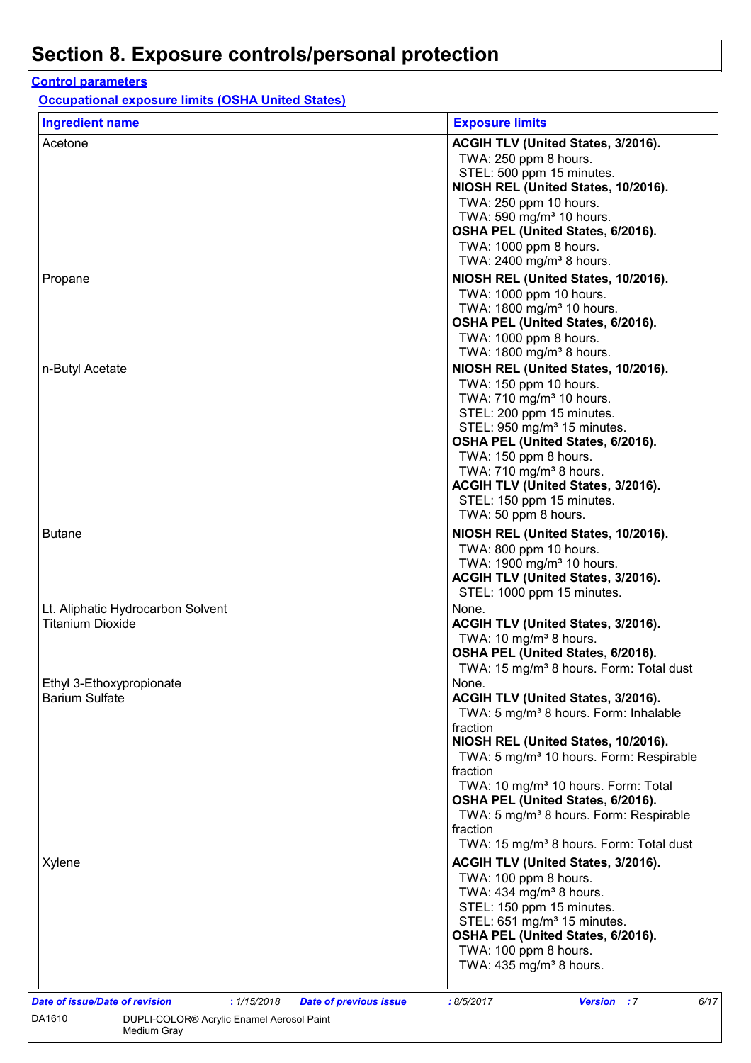# Section 8. Exposure controls/personal protection

**Control parameters**

**Occupational exposure limits (OSHA United States)**

| Ingredient name | Exposure limits |
|---|---|
| Acetone | **ACGIH TLV (United States, 3/2016).**<br>TWA: 250 ppm 8 hours.<br>STEL: 500 ppm 15 minutes.<br>**NIOSH REL (United States, 10/2016).**<br>TWA: 250 ppm 10 hours.<br>TWA: 590 mg/m³ 10 hours.<br>**OSHA PEL (United States, 6/2016).**<br>TWA: 1000 ppm 8 hours.<br>TWA: 2400 mg/m³ 8 hours. |
| Propane | **NIOSH REL (United States, 10/2016).**<br>TWA: 1000 ppm 10 hours.<br>TWA: 1800 mg/m³ 10 hours.<br>**OSHA PEL (United States, 6/2016).**<br>TWA: 1000 ppm 8 hours.<br>TWA: 1800 mg/m³ 8 hours. |
| n-Butyl Acetate | **NIOSH REL (United States, 10/2016).**<br>TWA: 150 ppm 10 hours.<br>TWA: 710 mg/m³ 10 hours.<br>STEL: 200 ppm 15 minutes.<br>STEL: 950 mg/m³ 15 minutes.<br>**OSHA PEL (United States, 6/2016).**<br>TWA: 150 ppm 8 hours.<br>TWA: 710 mg/m³ 8 hours.<br>**ACGIH TLV (United States, 3/2016).**<br>STEL: 150 ppm 15 minutes.<br>TWA: 50 ppm 8 hours. |
| Butane | **NIOSH REL (United States, 10/2016).**<br>TWA: 800 ppm 10 hours.<br>TWA: 1900 mg/m³ 10 hours.<br>**ACGIH TLV (United States, 3/2016).**<br>STEL: 1000 ppm 15 minutes. |
| Lt. Aliphatic Hydrocarbon Solvent | None. |
| Titanium Dioxide | **ACGIH TLV (United States, 3/2016).**<br>TWA: 10 mg/m³ 8 hours.<br>**OSHA PEL (United States, 6/2016).**<br>TWA: 15 mg/m³ 8 hours. Form: Total dust |
| Ethyl 3-Ethoxypropionate | None. |
| Barium Sulfate | **ACGIH TLV (United States, 3/2016).**<br>TWA: 5 mg/m³ 8 hours. Form: Inhalable fraction<br>**NIOSH REL (United States, 10/2016).**<br>TWA: 5 mg/m³ 10 hours. Form: Respirable fraction<br>TWA: 10 mg/m³ 10 hours. Form: Total<br>**OSHA PEL (United States, 6/2016).**<br>TWA: 5 mg/m³ 8 hours. Form: Respirable fraction<br>TWA: 15 mg/m³ 8 hours. Form: Total dust |
| Xylene | **ACGIH TLV (United States, 3/2016).**<br>TWA: 100 ppm 8 hours.<br>TWA: 434 mg/m³ 8 hours.<br>STEL: 150 ppm 15 minutes.<br>STEL: 651 mg/m³ 15 minutes.<br>**OSHA PEL (United States, 6/2016).**<br>TWA: 100 ppm 8 hours.<br>TWA: 435 mg/m³ 8 hours. |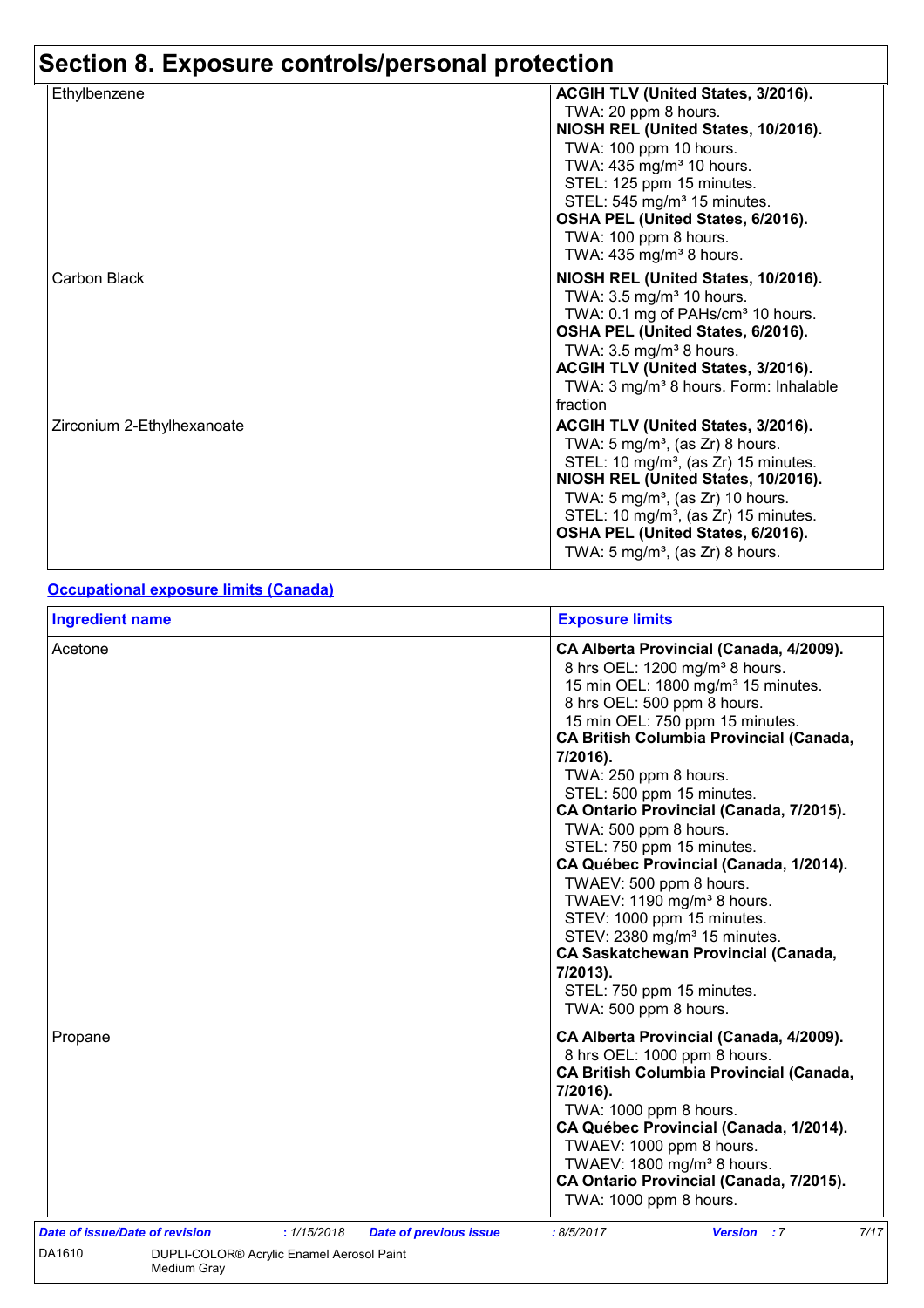## Section 8. Exposure controls/personal protection

| | |
|---|---|
| Ethylbenzene | **ACGIH TLV (United States, 3/2016).**<br>TWA: 20 ppm 8 hours.<br>**NIOSH REL (United States, 10/2016).**<br>TWA: 100 ppm 10 hours.<br>TWA: 435 mg/m³ 10 hours.<br>STEL: 125 ppm 15 minutes.<br>STEL: 545 mg/m³ 15 minutes.<br>**OSHA PEL (United States, 6/2016).**<br>TWA: 100 ppm 8 hours.<br>TWA: 435 mg/m³ 8 hours. |
| Carbon Black | **NIOSH REL (United States, 10/2016).**<br>TWA: 3.5 mg/m³ 10 hours.<br>TWA: 0.1 mg of PAHs/cm³ 10 hours.<br>**OSHA PEL (United States, 6/2016).**<br>TWA: 3.5 mg/m³ 8 hours.<br>**ACGIH TLV (United States, 3/2016).**<br>TWA: 3 mg/m³ 8 hours. Form: Inhalable fraction |
| Zirconium 2-Ethylhexanoate | **ACGIH TLV (United States, 3/2016).**<br>TWA: 5 mg/m³, (as Zr) 8 hours.<br>STEL: 10 mg/m³, (as Zr) 15 minutes.<br>**NIOSH REL (United States, 10/2016).**<br>TWA: 5 mg/m³, (as Zr) 10 hours.<br>STEL: 10 mg/m³, (as Zr) 15 minutes.<br>**OSHA PEL (United States, 6/2016).**<br>TWA: 5 mg/m³, (as Zr) 8 hours. |

**Occupational exposure limits (Canada)**

| Ingredient name | Exposure limits |
|---|---|
| Acetone | **CA Alberta Provincial (Canada, 4/2009).**<br>8 hrs OEL: 1200 mg/m³ 8 hours.<br>15 min OEL: 1800 mg/m³ 15 minutes.<br>8 hrs OEL: 500 ppm 8 hours.<br>15 min OEL: 750 ppm 15 minutes.<br>**CA British Columbia Provincial (Canada, 7/2016).**<br>TWA: 250 ppm 8 hours.<br>STEL: 500 ppm 15 minutes.<br>**CA Ontario Provincial (Canada, 7/2015).**<br>TWA: 500 ppm 8 hours.<br>STEL: 750 ppm 15 minutes.<br>**CA Québec Provincial (Canada, 1/2014).**<br>TWAEV: 500 ppm 8 hours.<br>TWAEV: 1190 mg/m³ 8 hours.<br>STEV: 1000 ppm 15 minutes.<br>STEV: 2380 mg/m³ 15 minutes.<br>**CA Saskatchewan Provincial (Canada, 7/2013).**<br>STEL: 750 ppm 15 minutes.<br>TWA: 500 ppm 8 hours. |
| Propane | **CA Alberta Provincial (Canada, 4/2009).**<br>8 hrs OEL: 1000 ppm 8 hours.<br>**CA British Columbia Provincial (Canada, 7/2016).**<br>TWA: 1000 ppm 8 hours.<br>**CA Québec Provincial (Canada, 1/2014).**<br>TWAEV: 1000 ppm 8 hours.<br>TWAEV: 1800 mg/m³ 8 hours.<br>**CA Ontario Provincial (Canada, 7/2015).**<br>TWA: 1000 ppm 8 hours. |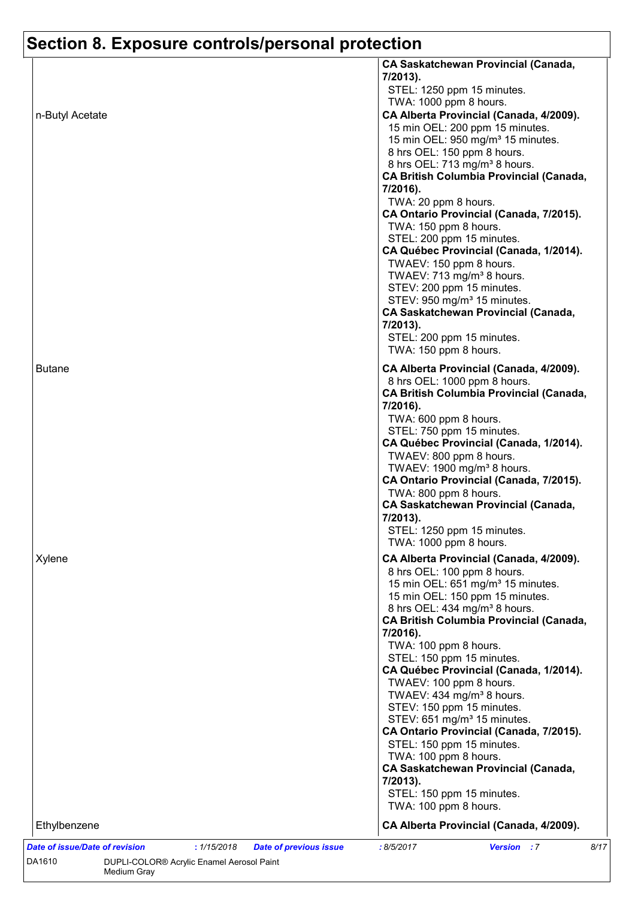## Section 8. Exposure controls/personal protection

| | |
|---|---|
| | **CA Saskatchewan Provincial (Canada, 7/2013).**<br>STEL: 1250 ppm 15 minutes.<br>TWA: 1000 ppm 8 hours. |
| n-Butyl Acetate | **CA Alberta Provincial (Canada, 4/2009).**<br>15 min OEL: 200 ppm 15 minutes.<br>15 min OEL: 950 mg/m³ 15 minutes.<br>8 hrs OEL: 150 ppm 8 hours.<br>8 hrs OEL: 713 mg/m³ 8 hours.<br>**CA British Columbia Provincial (Canada, 7/2016).**<br>TWA: 20 ppm 8 hours.<br>**CA Ontario Provincial (Canada, 7/2015).**<br>TWA: 150 ppm 8 hours.<br>STEL: 200 ppm 15 minutes.<br>**CA Québec Provincial (Canada, 1/2014).**<br>TWAEV: 150 ppm 8 hours.<br>TWAEV: 713 mg/m³ 8 hours.<br>STEV: 200 ppm 15 minutes.<br>STEV: 950 mg/m³ 15 minutes.<br>**CA Saskatchewan Provincial (Canada, 7/2013).**<br>STEL: 200 ppm 15 minutes.<br>TWA: 150 ppm 8 hours. |
| Butane | **CA Alberta Provincial (Canada, 4/2009).**<br>8 hrs OEL: 1000 ppm 8 hours.<br>**CA British Columbia Provincial (Canada, 7/2016).**<br>TWA: 600 ppm 8 hours.<br>STEL: 750 ppm 15 minutes.<br>**CA Québec Provincial (Canada, 1/2014).**<br>TWAEV: 800 ppm 8 hours.<br>TWAEV: 1900 mg/m³ 8 hours.<br>**CA Ontario Provincial (Canada, 7/2015).**<br>TWA: 800 ppm 8 hours.<br>**CA Saskatchewan Provincial (Canada, 7/2013).**<br>STEL: 1250 ppm 15 minutes.<br>TWA: 1000 ppm 8 hours. |
| Xylene | **CA Alberta Provincial (Canada, 4/2009).**<br>8 hrs OEL: 100 ppm 8 hours.<br>15 min OEL: 651 mg/m³ 15 minutes.<br>15 min OEL: 150 ppm 15 minutes.<br>8 hrs OEL: 434 mg/m³ 8 hours.<br>**CA British Columbia Provincial (Canada, 7/2016).**<br>TWA: 100 ppm 8 hours.<br>STEL: 150 ppm 15 minutes.<br>**CA Québec Provincial (Canada, 1/2014).**<br>TWAEV: 100 ppm 8 hours.<br>TWAEV: 434 mg/m³ 8 hours.<br>STEV: 150 ppm 15 minutes.<br>STEV: 651 mg/m³ 15 minutes.<br>**CA Ontario Provincial (Canada, 7/2015).**<br>STEL: 150 ppm 15 minutes.<br>TWA: 100 ppm 8 hours.<br>**CA Saskatchewan Provincial (Canada, 7/2013).**<br>STEL: 150 ppm 15 minutes.<br>TWA: 100 ppm 8 hours. |
| Ethylbenzene | **CA Alberta Provincial (Canada, 4/2009).** |

***Date of issue/Date of revision*** : 1/15/2018 ***Date of previous issue*** : 8/5/2017 ***Version*** : 7

DA1610 DUPLI-COLOR® Acrylic Enamel Aerosol Paint Medium Gray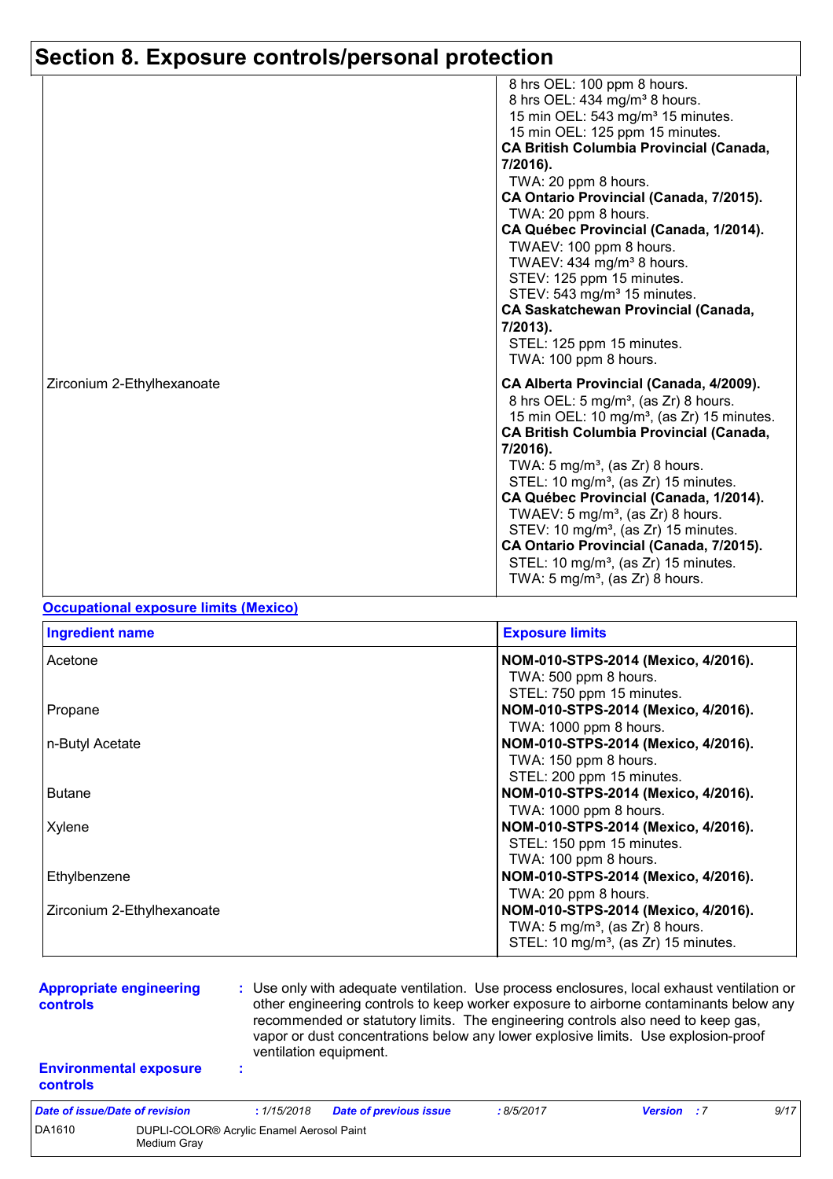# Section 8. Exposure controls/personal protection

| | |
|---|---|
| | 8 hrs OEL: 100 ppm 8 hours.<br>8 hrs OEL: 434 mg/m³ 8 hours.<br>15 min OEL: 543 mg/m³ 15 minutes.<br>15 min OEL: 125 ppm 15 minutes.<br>**CA British Columbia Provincial (Canada, 7/2016).**<br>TWA: 20 ppm 8 hours.<br>**CA Ontario Provincial (Canada, 7/2015).**<br>TWA: 20 ppm 8 hours.<br>**CA Québec Provincial (Canada, 1/2014).**<br>TWAEV: 100 ppm 8 hours.<br>TWAEV: 434 mg/m³ 8 hours.<br>STEV: 125 ppm 15 minutes.<br>STEV: 543 mg/m³ 15 minutes.<br>**CA Saskatchewan Provincial (Canada, 7/2013).**<br>STEL: 125 ppm 15 minutes.<br>TWA: 100 ppm 8 hours. |
| Zirconium 2-Ethylhexanoate | **CA Alberta Provincial (Canada, 4/2009).**<br>8 hrs OEL: 5 mg/m³, (as Zr) 8 hours.<br>15 min OEL: 10 mg/m³, (as Zr) 15 minutes.<br>**CA British Columbia Provincial (Canada, 7/2016).**<br>TWA: 5 mg/m³, (as Zr) 8 hours.<br>STEL: 10 mg/m³, (as Zr) 15 minutes.<br>**CA Québec Provincial (Canada, 1/2014).**<br>TWAEV: 5 mg/m³, (as Zr) 8 hours.<br>STEV: 10 mg/m³, (as Zr) 15 minutes.<br>**CA Ontario Provincial (Canada, 7/2015).**<br>STEL: 10 mg/m³, (as Zr) 15 minutes.<br>TWA: 5 mg/m³, (as Zr) 8 hours. |

**Occupational exposure limits (Mexico)**

| Ingredient name | Exposure limits |
|---|---|
| Acetone | **NOM-010-STPS-2014 (Mexico, 4/2016).**<br>TWA: 500 ppm 8 hours.<br>STEL: 750 ppm 15 minutes. |
| Propane | **NOM-010-STPS-2014 (Mexico, 4/2016).**<br>TWA: 1000 ppm 8 hours. |
| n-Butyl Acetate | **NOM-010-STPS-2014 (Mexico, 4/2016).**<br>TWA: 150 ppm 8 hours.<br>STEL: 200 ppm 15 minutes. |
| Butane | **NOM-010-STPS-2014 (Mexico, 4/2016).**<br>TWA: 1000 ppm 8 hours. |
| Xylene | **NOM-010-STPS-2014 (Mexico, 4/2016).**<br>STEL: 150 ppm 15 minutes.<br>TWA: 100 ppm 8 hours. |
| Ethylbenzene | **NOM-010-STPS-2014 (Mexico, 4/2016).**<br>TWA: 20 ppm 8 hours. |
| Zirconium 2-Ethylhexanoate | **NOM-010-STPS-2014 (Mexico, 4/2016).**<br>TWA: 5 mg/m³, (as Zr) 8 hours.<br>STEL: 10 mg/m³, (as Zr) 15 minutes. |

**Appropriate engineering controls** : Use only with adequate ventilation. Use process enclosures, local exhaust ventilation or other engineering controls to keep worker exposure to airborne contaminants below any recommended or statutory limits. The engineering controls also need to keep gas, vapor or dust concentrations below any lower explosive limits. Use explosion-proof ventilation equipment.

**Environmental exposure controls** :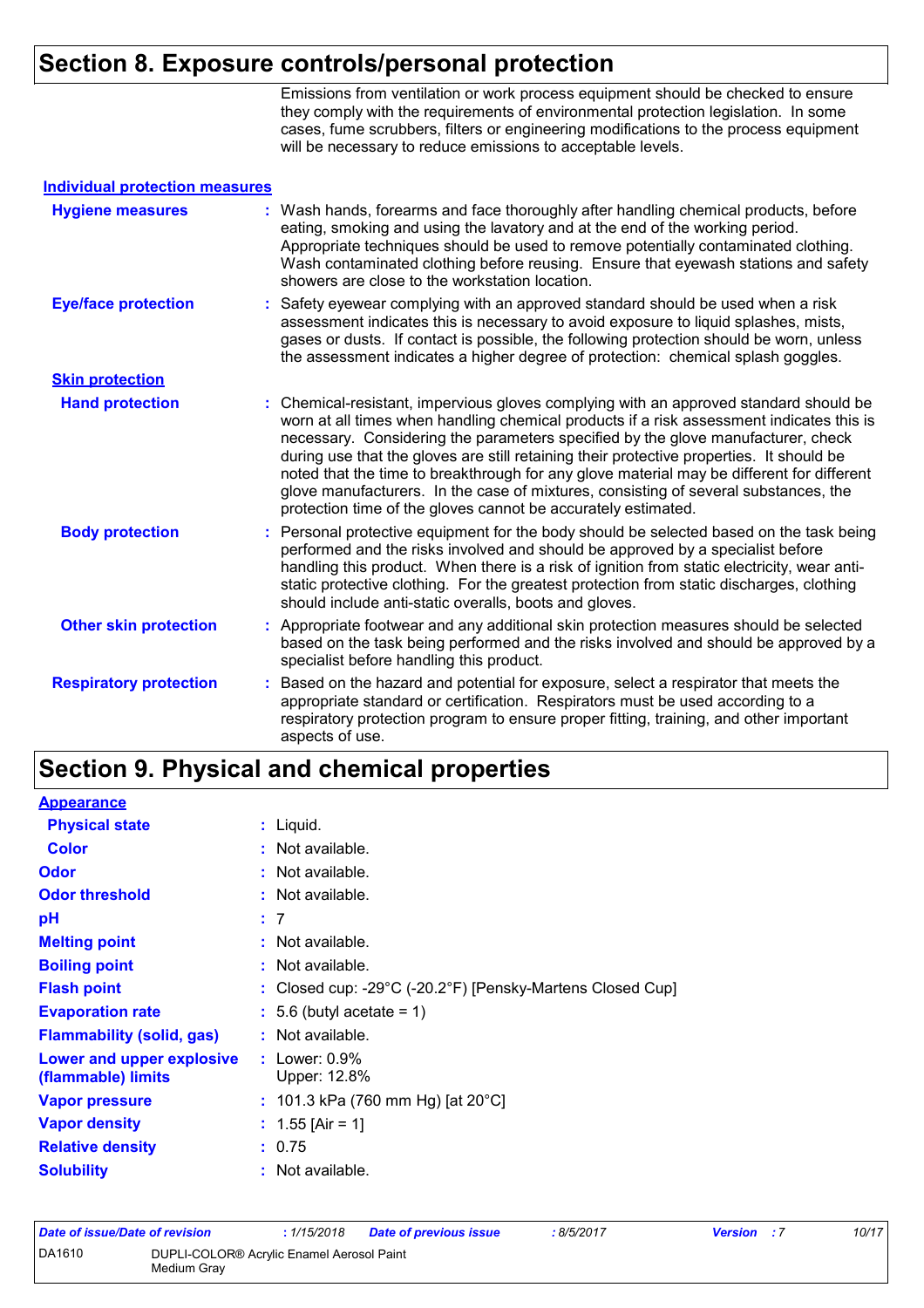## Section 8. Exposure controls/personal protection

Emissions from ventilation or work process equipment should be checked to ensure they comply with the requirements of environmental protection legislation. In some cases, fume scrubbers, filters or engineering modifications to the process equipment will be necessary to reduce emissions to acceptable levels.

### Individual protection measures

**Hygiene measures** : Wash hands, forearms and face thoroughly after handling chemical products, before eating, smoking and using the lavatory and at the end of the working period. Appropriate techniques should be used to remove potentially contaminated clothing. Wash contaminated clothing before reusing. Ensure that eyewash stations and safety showers are close to the workstation location.

**Eye/face protection** : Safety eyewear complying with an approved standard should be used when a risk assessment indicates this is necessary to avoid exposure to liquid splashes, mists, gases or dusts. If contact is possible, the following protection should be worn, unless the assessment indicates a higher degree of protection: chemical splash goggles.

**Skin protection**

**Hand protection** : Chemical-resistant, impervious gloves complying with an approved standard should be worn at all times when handling chemical products if a risk assessment indicates this is necessary. Considering the parameters specified by the glove manufacturer, check during use that the gloves are still retaining their protective properties. It should be noted that the time to breakthrough for any glove material may be different for different glove manufacturers. In the case of mixtures, consisting of several substances, the protection time of the gloves cannot be accurately estimated.

**Body protection** : Personal protective equipment for the body should be selected based on the task being performed and the risks involved and should be approved by a specialist before handling this product. When there is a risk of ignition from static electricity, wear anti-static protective clothing. For the greatest protection from static discharges, clothing should include anti-static overalls, boots and gloves.

**Other skin protection** : Appropriate footwear and any additional skin protection measures should be selected based on the task being performed and the risks involved and should be approved by a specialist before handling this product.

**Respiratory protection** : Based on the hazard and potential for exposure, select a respirator that meets the appropriate standard or certification. Respirators must be used according to a respiratory protection program to ensure proper fitting, training, and other important aspects of use.

## Section 9. Physical and chemical properties

**Appearance**

**Physical state** : Liquid.

**Color** : Not available.

**Odor** : Not available.

**Odor threshold** : Not available.

**pH** : 7

**Melting point** : Not available.

**Boiling point** : Not available.

**Flash point** : Closed cup: -29°C (-20.2°F) [Pensky-Martens Closed Cup]

**Evaporation rate** : 5.6 (butyl acetate = 1)

**Flammability (solid, gas)** : Not available.

**Lower and upper explosive (flammable) limits** : Lower: 0.9%
Upper: 12.8%

**Vapor pressure** : 101.3 kPa (760 mm Hg) [at 20°C]

**Vapor density** : 1.55 [Air = 1]

**Relative density** : 0.75

**Solubility** : Not available.

| Date of issue/Date of revision | : 1/15/2018 | Date of previous issue | : 8/5/2017 | Version | : 7 |
|---|---|---|---|---|---|
| DA1610 | DUPLI-COLOR® Acrylic Enamel Aerosol Paint Medium Gray | | | | |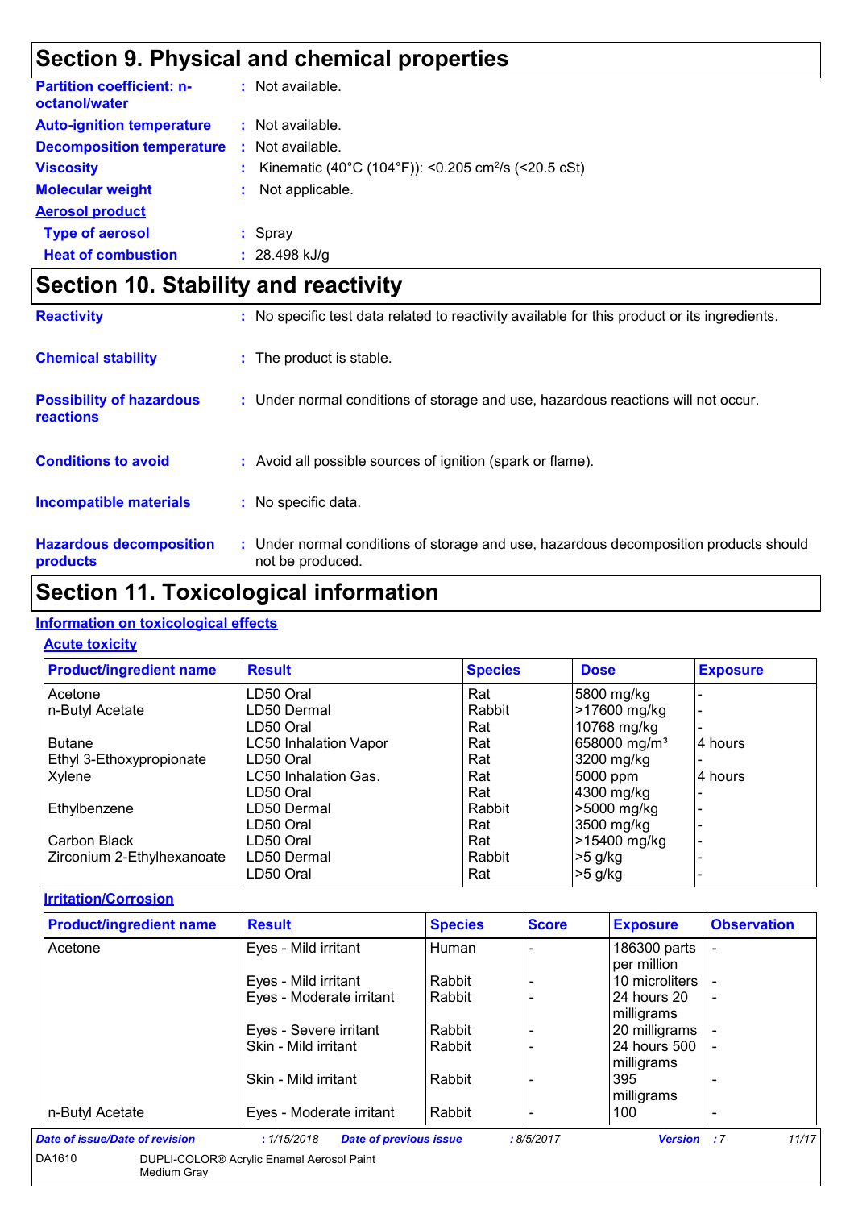## Section 9. Physical and chemical properties

**Partition coefficient: n-octanol/water** : Not available.

**Auto-ignition temperature** : Not available.

**Decomposition temperature** : Not available.

**Viscosity** : Kinematic (40°C (104°F)): <0.205 $cm^2/s$ (<20.5 cSt)

**Molecular weight** : Not applicable.

**Aerosol product**

**Type of aerosol** : Spray

**Heat of combustion** : 28.498 kJ/g

## Section 10. Stability and reactivity

**Reactivity** : No specific test data related to reactivity available for this product or its ingredients.

**Chemical stability** : The product is stable.

**Possibility of hazardous reactions** : Under normal conditions of storage and use, hazardous reactions will not occur.

**Conditions to avoid** : Avoid all possible sources of ignition (spark or flame).

**Incompatible materials** : No specific data.

**Hazardous decomposition products** : Under normal conditions of storage and use, hazardous decomposition products should not be produced.

## Section 11. Toxicological information

**Information on toxicological effects**

**Acute toxicity**

| Product/ingredient name | Result | Species | Dose | Exposure |
|---|---|---|---|---|
| Acetone | LD50 Oral | Rat | 5800 mg/kg | - |
| n-Butyl Acetate | LD50 Dermal | Rabbit | >17600 mg/kg | - |
| | LD50 Oral | Rat | 10768 mg/kg | - |
| Butane | LC50 Inhalation Vapor | Rat | 658000 $mg/m^3$ | 4 hours |
| Ethyl 3-Ethoxypropionate | LD50 Oral | Rat | 3200 mg/kg | - |
| Xylene | LC50 Inhalation Gas. | Rat | 5000 ppm | 4 hours |
| | LD50 Oral | Rat | 4300 mg/kg | - |
| Ethylbenzene | LD50 Dermal | Rabbit | >5000 mg/kg | - |
| | LD50 Oral | Rat | 3500 mg/kg | - |
| Carbon Black | LD50 Oral | Rat | >15400 mg/kg | - |
| Zirconium 2-Ethylhexanoate | LD50 Dermal | Rabbit | >5 g/kg | - |
| | LD50 Oral | Rat | >5 g/kg | - |

**Irritation/Corrosion**

| Product/ingredient name | Result | Species | Score | Exposure | Observation |
|---|---|---|---|---|---|
| Acetone | Eyes - Mild irritant | Human | - | 186300 parts per million | - |
| | Eyes - Mild irritant | Rabbit | - | 10 microliters | - |
| | Eyes - Moderate irritant | Rabbit | - | 24 hours 20 milligrams | - |
| | Eyes - Severe irritant | Rabbit | - | 20 milligrams | - |
| | Skin - Mild irritant | Rabbit | - | 24 hours 500 milligrams | - |
| | Skin - Mild irritant | Rabbit | - | 395 milligrams | - |
| n-Butyl Acetate | Eyes - Moderate irritant | Rabbit | - | 100 | - |

*Date of issue/Date of revision* : 1/15/2018 *Date of previous issue* : 8/5/2017 *Version* : 7

DA1610 DUPLI-COLOR® Acrylic Enamel Aerosol Paint Medium Gray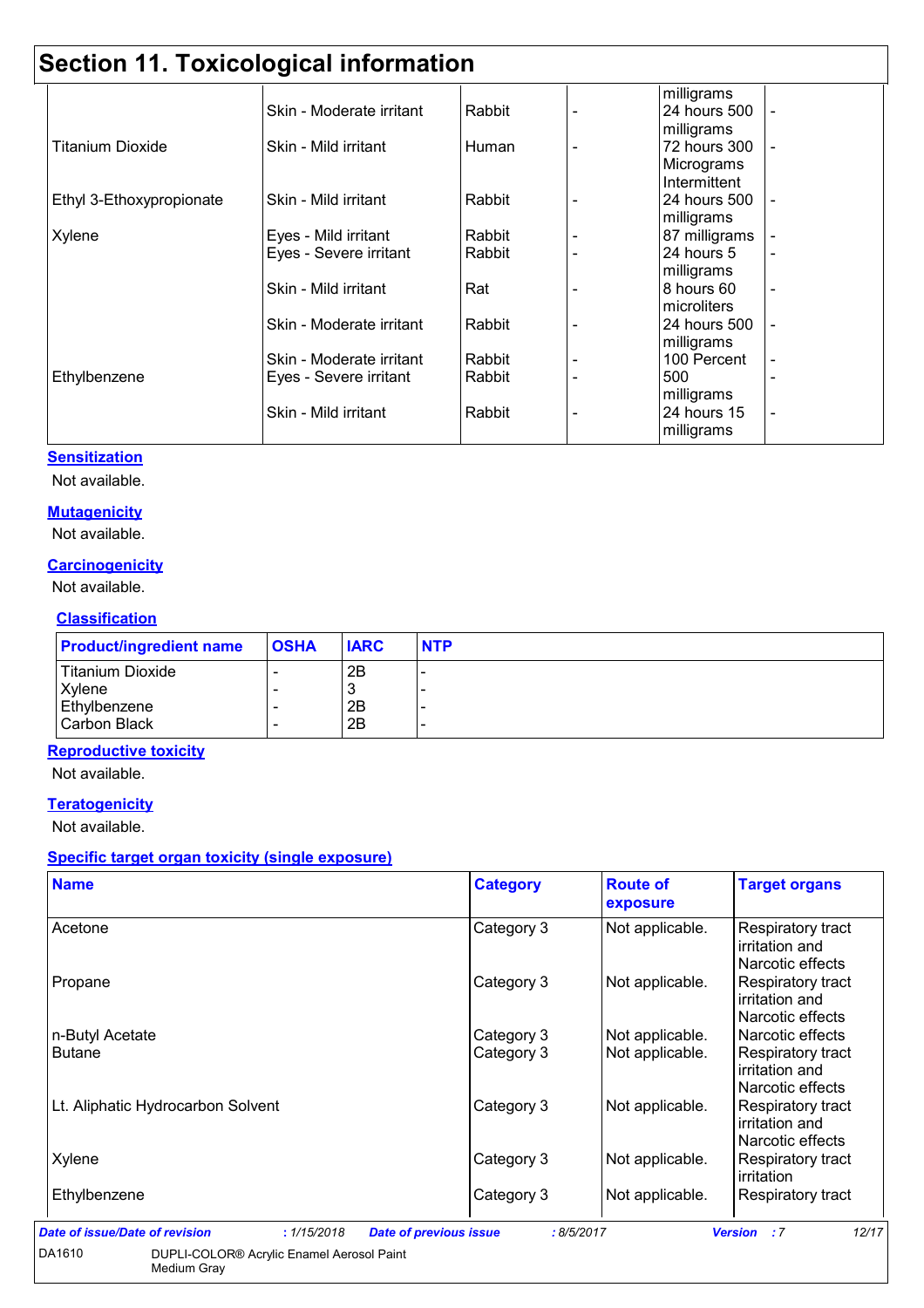# Section 11. Toxicological information

| | | | | | |
|---|---|---|---|---|---|
| | | | | milligrams | |
| | Skin - Moderate irritant | Rabbit | - | 24 hours 500 milligrams | - |
| Titanium Dioxide | Skin - Mild irritant | Human | - | 72 hours 300 Micrograms Intermittent | - |
| Ethyl 3-Ethoxypropionate | Skin - Mild irritant | Rabbit | - | 24 hours 500 milligrams | - |
| Xylene | Eyes - Mild irritant | Rabbit | - | 87 milligrams | - |
| | Eyes - Severe irritant | Rabbit | - | 24 hours 5 milligrams | - |
| | Skin - Mild irritant | Rat | - | 8 hours 60 microliters | - |
| | Skin - Moderate irritant | Rabbit | - | 24 hours 500 milligrams | - |
| | Skin - Moderate irritant | Rabbit | - | 100 Percent | - |
| Ethylbenzene | Eyes - Severe irritant | Rabbit | - | 500 milligrams | - |
| | Skin - Mild irritant | Rabbit | - | 24 hours 15 milligrams | - |

**Sensitization**

Not available.

**Mutagenicity**

Not available.

**Carcinogenicity**

Not available.

**Classification**

| Product/ingredient name | OSHA | IARC | NTP |
|---|---|---|---|
| Titanium Dioxide | - | 2B | - |
| Xylene | - | 3 | - |
| Ethylbenzene | - | 2B | - |
| Carbon Black | - | 2B | - |

**Reproductive toxicity**

Not available.

**Teratogenicity**

Not available.

**Specific target organ toxicity (single exposure)**

| Name | Category | Route of exposure | Target organs |
|---|---|---|---|
| Acetone | Category 3 | Not applicable. | Respiratory tract irritation and Narcotic effects |
| Propane | Category 3 | Not applicable. | Respiratory tract irritation and Narcotic effects |
| n-Butyl Acetate | Category 3 | Not applicable. | Narcotic effects |
| Butane | Category 3 | Not applicable. | Respiratory tract irritation and Narcotic effects |
| Lt. Aliphatic Hydrocarbon Solvent | Category 3 | Not applicable. | Respiratory tract irritation and Narcotic effects |
| Xylene | Category 3 | Not applicable. | Respiratory tract irritation |
| Ethylbenzene | Category 3 | Not applicable. | Respiratory tract |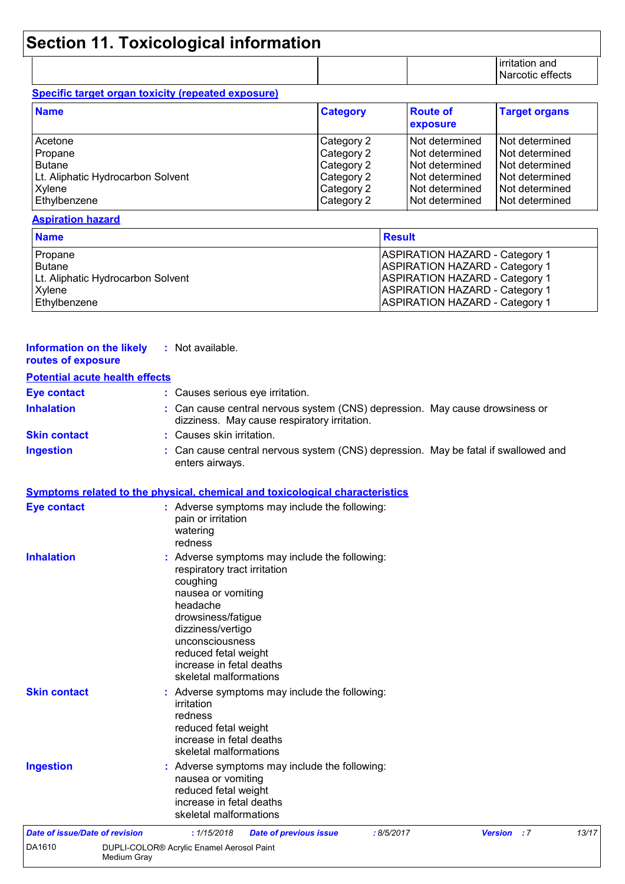## Section 11. Toxicological information

| | | | |
|---|---|---|---|
| | | | irritation and Narcotic effects |

**Specific target organ toxicity (repeated exposure)**

| Name | Category | Route of exposure | Target organs |
|---|---|---|---|
| Acetone | Category 2 | Not determined | Not determined |
| Propane | Category 2 | Not determined | Not determined |
| Butane | Category 2 | Not determined | Not determined |
| Lt. Aliphatic Hydrocarbon Solvent | Category 2 | Not determined | Not determined |
| Xylene | Category 2 | Not determined | Not determined |
| Ethylbenzene | Category 2 | Not determined | Not determined |

**Aspiration hazard**

| Name | Result |
|---|---|
| Propane | ASPIRATION HAZARD - Category 1 |
| Butane | ASPIRATION HAZARD - Category 1 |
| Lt. Aliphatic Hydrocarbon Solvent | ASPIRATION HAZARD - Category 1 |
| Xylene | ASPIRATION HAZARD - Category 1 |
| Ethylbenzene | ASPIRATION HAZARD - Category 1 |

**Information on the likely routes of exposure** : Not available.

**Potential acute health effects**

**Eye contact** : Causes serious eye irritation.

**Inhalation** : Can cause central nervous system (CNS) depression. May cause drowsiness or dizziness. May cause respiratory irritation.

**Skin contact** : Causes skin irritation.

**Ingestion** : Can cause central nervous system (CNS) depression. May be fatal if swallowed and enters airways.

**Symptoms related to the physical, chemical and toxicological characteristics**

**Eye contact** : Adverse symptoms may include the following:
pain or irritation
watering
redness

**Inhalation** : Adverse symptoms may include the following:
respiratory tract irritation
coughing
nausea or vomiting
headache
drowsiness/fatigue
dizziness/vertigo
unconsciousness
reduced fetal weight
increase in fetal deaths
skeletal malformations

**Skin contact** : Adverse symptoms may include the following:
irritation
redness
reduced fetal weight
increase in fetal deaths
skeletal malformations

**Ingestion** : Adverse symptoms may include the following:
nausea or vomiting
reduced fetal weight
increase in fetal deaths
skeletal malformations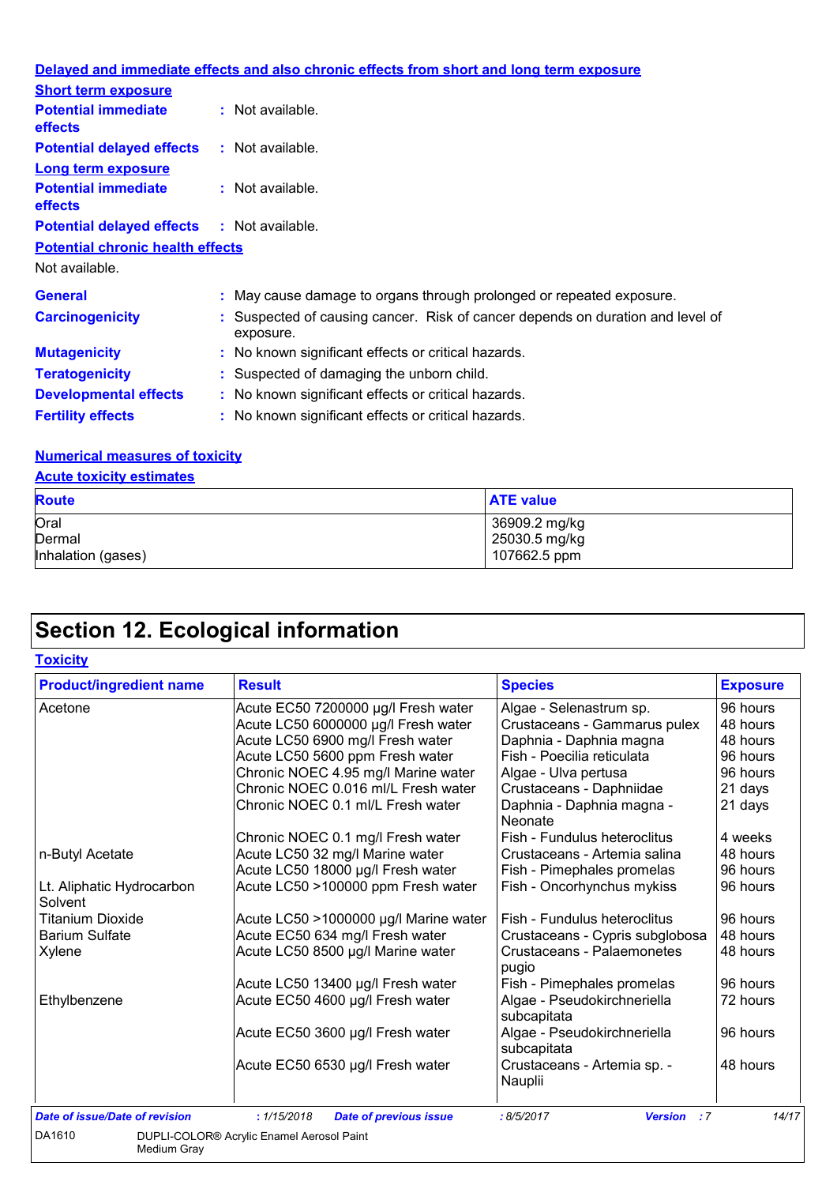### Delayed and immediate effects and also chronic effects from short and long term exposure

#### Short term exposure

**Potential immediate effects** : Not available.

**Potential delayed effects** : Not available.

#### Long term exposure

**Potential immediate effects** : Not available.

**Potential delayed effects** : Not available.

#### Potential chronic health effects

Not available.

**General** : May cause damage to organs through prolonged or repeated exposure.

**Carcinogenicity** : Suspected of causing cancer. Risk of cancer depends on duration and level of exposure.

**Mutagenicity** : No known significant effects or critical hazards.

**Teratogenicity** : Suspected of damaging the unborn child.

**Developmental effects** : No known significant effects or critical hazards.

**Fertility effects** : No known significant effects or critical hazards.

### Numerical measures of toxicity

#### Acute toxicity estimates

| Route | ATE value |
|---|---|
| Oral | 36909.2 mg/kg |
| Dermal | 25030.5 mg/kg |
| Inhalation (gases) | 107662.5 ppm |

# Section 12. Ecological information

### Toxicity

| Product/ingredient name | Result | Species | Exposure |
|---|---|---|---|
| Acetone | Acute EC50 7200000 µg/l Fresh water | Algae - Selenastrum sp. | 96 hours |
| | Acute LC50 6000000 µg/l Fresh water | Crustaceans - Gammarus pulex | 48 hours |
| | Acute LC50 6900 mg/l Fresh water | Daphnia - Daphnia magna | 48 hours |
| | Acute LC50 5600 ppm Fresh water | Fish - Poecilia reticulata | 96 hours |
| | Chronic NOEC 4.95 mg/l Marine water | Algae - Ulva pertusa | 96 hours |
| | Chronic NOEC 0.016 ml/L Fresh water | Crustaceans - Daphniidae | 21 days |
| | Chronic NOEC 0.1 ml/L Fresh water | Daphnia - Daphnia magna - Neonate | 21 days |
| | Chronic NOEC 0.1 mg/l Fresh water | Fish - Fundulus heteroclitus | 4 weeks |
| n-Butyl Acetate | Acute LC50 32 mg/l Marine water | Crustaceans - Artemia salina | 48 hours |
| | Acute LC50 18000 µg/l Fresh water | Fish - Pimephales promelas | 96 hours |
| Lt. Aliphatic Hydrocarbon Solvent | Acute LC50 >100000 ppm Fresh water | Fish - Oncorhynchus mykiss | 96 hours |
| Titanium Dioxide | Acute LC50 >1000000 µg/l Marine water | Fish - Fundulus heteroclitus | 96 hours |
| Barium Sulfate | Acute EC50 634 mg/l Fresh water | Crustaceans - Cypris subglobosa | 48 hours |
| Xylene | Acute LC50 8500 µg/l Marine water | Crustaceans - Palaemonetes pugio | 48 hours |
| | Acute LC50 13400 µg/l Fresh water | Fish - Pimephales promelas | 96 hours |
| Ethylbenzene | Acute EC50 4600 µg/l Fresh water | Algae - Pseudokirchneriella subcapitata | 72 hours |
| | Acute EC50 3600 µg/l Fresh water | Algae - Pseudokirchneriella subcapitata | 96 hours |
| | Acute EC50 6530 µg/l Fresh water | Crustaceans - Artemia sp. - Nauplii | 48 hours |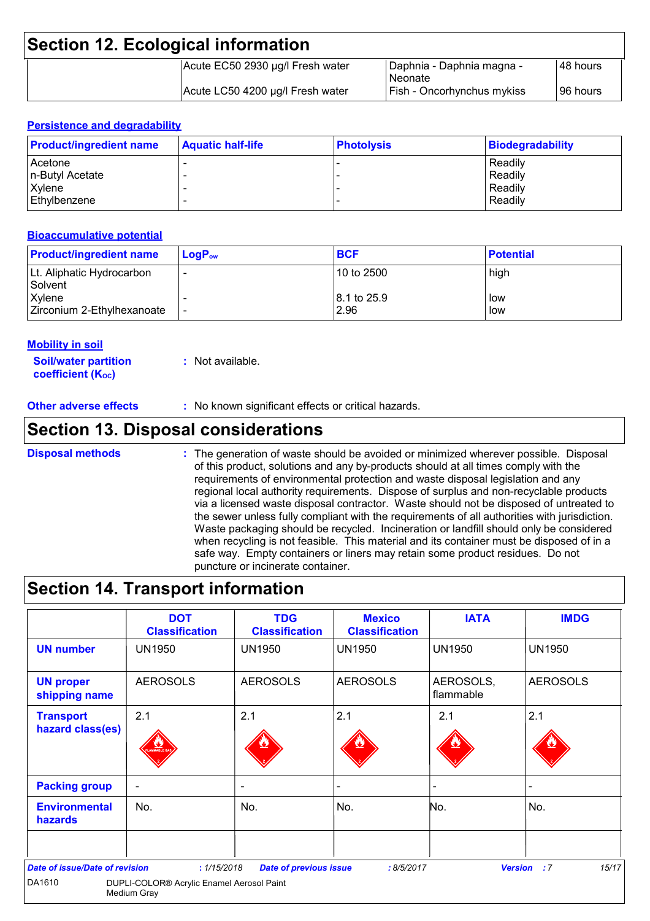# Section 12. Ecological information

| | | | |
|---|---|---|---|
| | Acute EC50 2930 µg/l Fresh water | Daphnia - Daphnia magna - Neonate | 48 hours |
| | Acute LC50 4200 µg/l Fresh water | Fish - Oncorhynchus mykiss | 96 hours |

### Persistence and degradability

| Product/ingredient name | Aquatic half-life | Photolysis | Biodegradability |
|---|---|---|---|
| Acetone | - | - | Readily |
| n-Butyl Acetate | - | - | Readily |
| Xylene | - | - | Readily |
| Ethylbenzene | - | - | Readily |

### Bioaccumulative potential

| Product/ingredient name | $LogP_{ow}$ | BCF | Potential |
|---|---|---|---|
| Lt. Aliphatic Hydrocarbon Solvent | - | 10 to 2500 | high |
| Xylene | - | 8.1 to 25.9 | low |
| Zirconium 2-Ethylhexanoate | - | 2.96 | low |

### Mobility in soil

**Soil/water partition coefficient ($K_{OC}$)** : Not available.

**Other adverse effects** : No known significant effects or critical hazards.

# Section 13. Disposal considerations

**Disposal methods** : The generation of waste should be avoided or minimized wherever possible. Disposal of this product, solutions and any by-products should at all times comply with the requirements of environmental protection and waste disposal legislation and any regional local authority requirements. Dispose of surplus and non-recyclable products via a licensed waste disposal contractor. Waste should not be disposed of untreated to the sewer unless fully compliant with the requirements of all authorities with jurisdiction. Waste packaging should be recycled. Incineration or landfill should only be considered when recycling is not feasible. This material and its container must be disposed of in a safe way. Empty containers or liners may retain some product residues. Do not puncture or incinerate container.

# Section 14. Transport information

| | DOT Classification | TDG Classification | Mexico Classification | IATA | IMDG |
|---|---|---|---|---|---|
| UN number | UN1950 | UN1950 | UN1950 | UN1950 | UN1950 |
| UN proper shipping name | AEROSOLS | AEROSOLS | AEROSOLS | AEROSOLS, flammable | AEROSOLS |
| Transport hazard class(es) | 2.1 | 2.1 | 2.1 | 2.1 | 2.1 |
| Packing group | - | - | - | - | - |
| Environmental hazards | No. | No. | No. | No. | No. |
| | | | | | |

Date of issue/Date of revision : 1/15/2018 Date of previous issue : 8/5/2017 Version : 7

DA1610 DUPLI-COLOR® Acrylic Enamel Aerosol Paint Medium Gray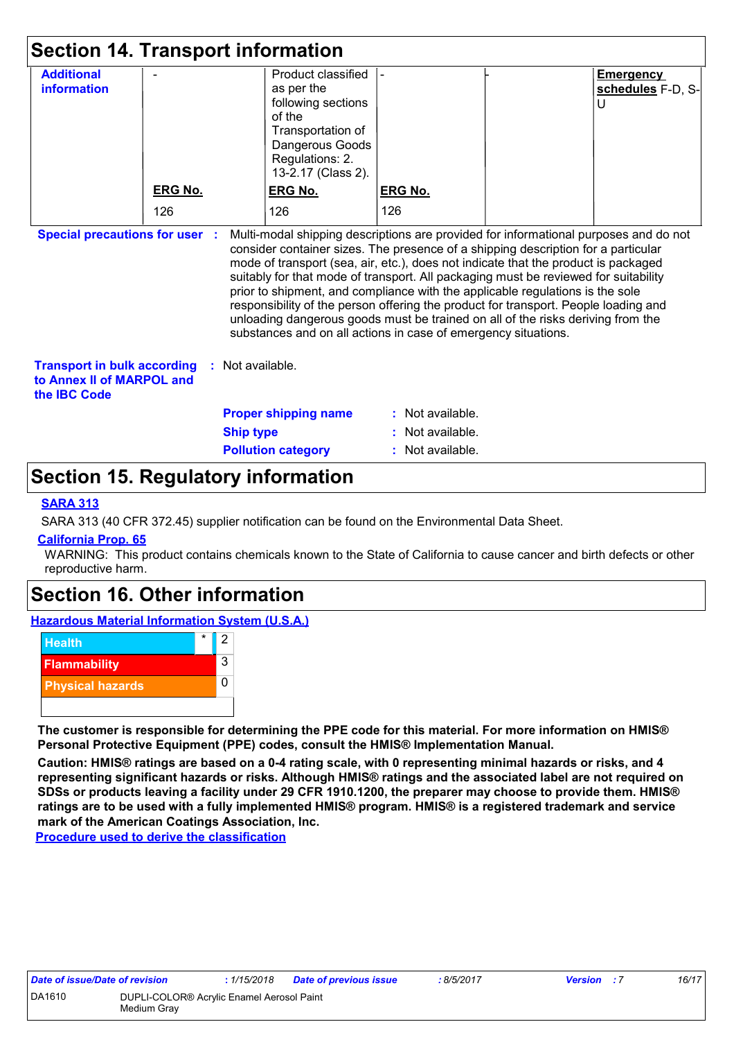## Section 14. Transport information

| Additional information | - | Product classified as per the following sections of the Transportation of Dangerous Goods Regulations: 2.13-2.17 (Class 2). | - | - | **Emergency schedules** F-D, S-U |
|---|---|---|---|---|---|
| | **ERG No.** | **ERG No.** | **ERG No.** | | |
| | 126 | 126 | 126 | | |

**Special precautions for user** : Multi-modal shipping descriptions are provided for informational purposes and do not consider container sizes. The presence of a shipping description for a particular mode of transport (sea, air, etc.), does not indicate that the product is packaged suitably for that mode of transport. All packaging must be reviewed for suitability prior to shipment, and compliance with the applicable regulations is the sole responsibility of the person offering the product for transport. People loading and unloading dangerous goods must be trained on all of the risks deriving from the substances and on all actions in case of emergency situations.

**Transport in bulk according to Annex II of MARPOL and the IBC Code** : Not available.

**Proper shipping name** : Not available.

**Ship type** : Not available.

**Pollution category** : Not available.

## Section 15. Regulatory information

**SARA 313**

SARA 313 (40 CFR 372.45) supplier notification can be found on the Environmental Data Sheet.

**California Prop. 65**

WARNING: This product contains chemicals known to the State of California to cause cancer and birth defects or other reproductive harm.

## Section 16. Other information

**Hazardous Material Information System (U.S.A.)**

| Health | * | 2 |
|---|---|---|
| Flammability | | 3 |
| Physical hazards | | 0 |
| | | |

**The customer is responsible for determining the PPE code for this material. For more information on HMIS® Personal Protective Equipment (PPE) codes, consult the HMIS® Implementation Manual.**

**Caution: HMIS® ratings are based on a 0-4 rating scale, with 0 representing minimal hazards or risks, and 4 representing significant hazards or risks. Although HMIS® ratings and the associated label are not required on SDSs or products leaving a facility under 29 CFR 1910.1200, the preparer may choose to provide them. HMIS® ratings are to be used with a fully implemented HMIS® program. HMIS® is a registered trademark and service mark of the American Coatings Association, Inc.**

**Procedure used to derive the classification**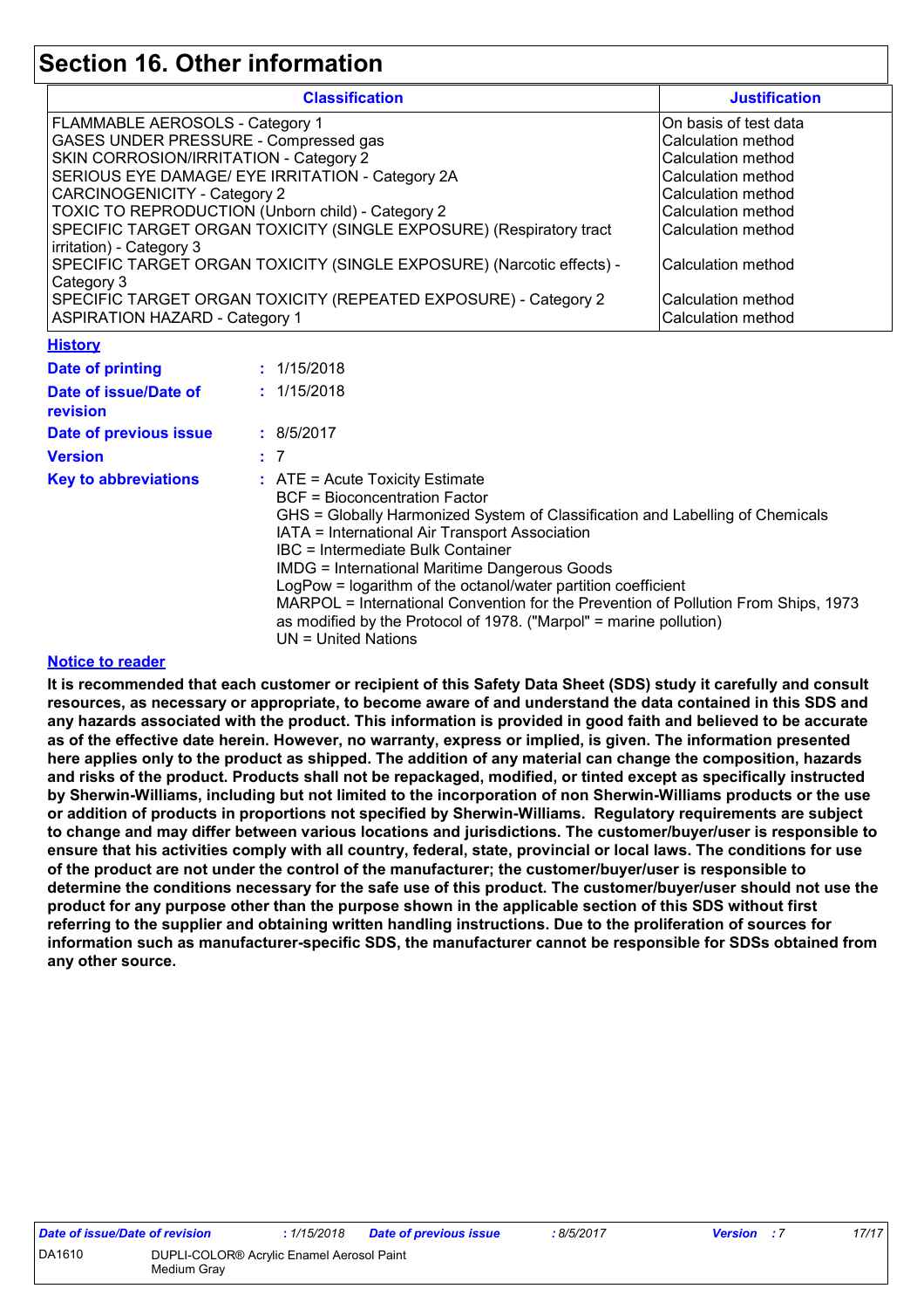# Section 16. Other information

| Classification | Justification |
|---|---|
| FLAMMABLE AEROSOLS - Category 1 | On basis of test data |
| GASES UNDER PRESSURE - Compressed gas | Calculation method |
| SKIN CORROSION/IRRITATION - Category 2 | Calculation method |
| SERIOUS EYE DAMAGE/ EYE IRRITATION - Category 2A | Calculation method |
| CARCINOGENICITY - Category 2 | Calculation method |
| TOXIC TO REPRODUCTION (Unborn child) - Category 2 | Calculation method |
| SPECIFIC TARGET ORGAN TOXICITY (SINGLE EXPOSURE) (Respiratory tract irritation) - Category 3 | Calculation method |
| SPECIFIC TARGET ORGAN TOXICITY (SINGLE EXPOSURE) (Narcotic effects) - Category 3 | Calculation method |
| SPECIFIC TARGET ORGAN TOXICITY (REPEATED EXPOSURE) - Category 2 | Calculation method |
| ASPIRATION HAZARD - Category 1 | Calculation method |

**History**

**Date of printing** : 1/15/2018

**Date of issue/Date of revision** : 1/15/2018

**Date of previous issue** : 8/5/2017

**Version** : 7

**Key to abbreviations** : ATE = Acute Toxicity Estimate
BCF = Bioconcentration Factor
GHS = Globally Harmonized System of Classification and Labelling of Chemicals
IATA = International Air Transport Association
IBC = Intermediate Bulk Container
IMDG = International Maritime Dangerous Goods
LogPow = logarithm of the octanol/water partition coefficient
MARPOL = International Convention for the Prevention of Pollution From Ships, 1973 as modified by the Protocol of 1978. ("Marpol" = marine pollution)
UN = United Nations

**Notice to reader**

**It is recommended that each customer or recipient of this Safety Data Sheet (SDS) study it carefully and consult resources, as necessary or appropriate, to become aware of and understand the data contained in this SDS and any hazards associated with the product. This information is provided in good faith and believed to be accurate as of the effective date herein. However, no warranty, express or implied, is given. The information presented here applies only to the product as shipped. The addition of any material can change the composition, hazards and risks of the product. Products shall not be repackaged, modified, or tinted except as specifically instructed by Sherwin-Williams, including but not limited to the incorporation of non Sherwin-Williams products or the use or addition of products in proportions not specified by Sherwin-Williams. Regulatory requirements are subject to change and may differ between various locations and jurisdictions. The customer/buyer/user is responsible to ensure that his activities comply with all country, federal, state, provincial or local laws. The conditions for use of the product are not under the control of the manufacturer; the customer/buyer/user is responsible to determine the conditions necessary for the safe use of this product. The customer/buyer/user should not use the product for any purpose other than the purpose shown in the applicable section of this SDS without first referring to the supplier and obtaining written handling instructions. Due to the proliferation of sources for information such as manufacturer-specific SDS, the manufacturer cannot be responsible for SDSs obtained from any other source.**